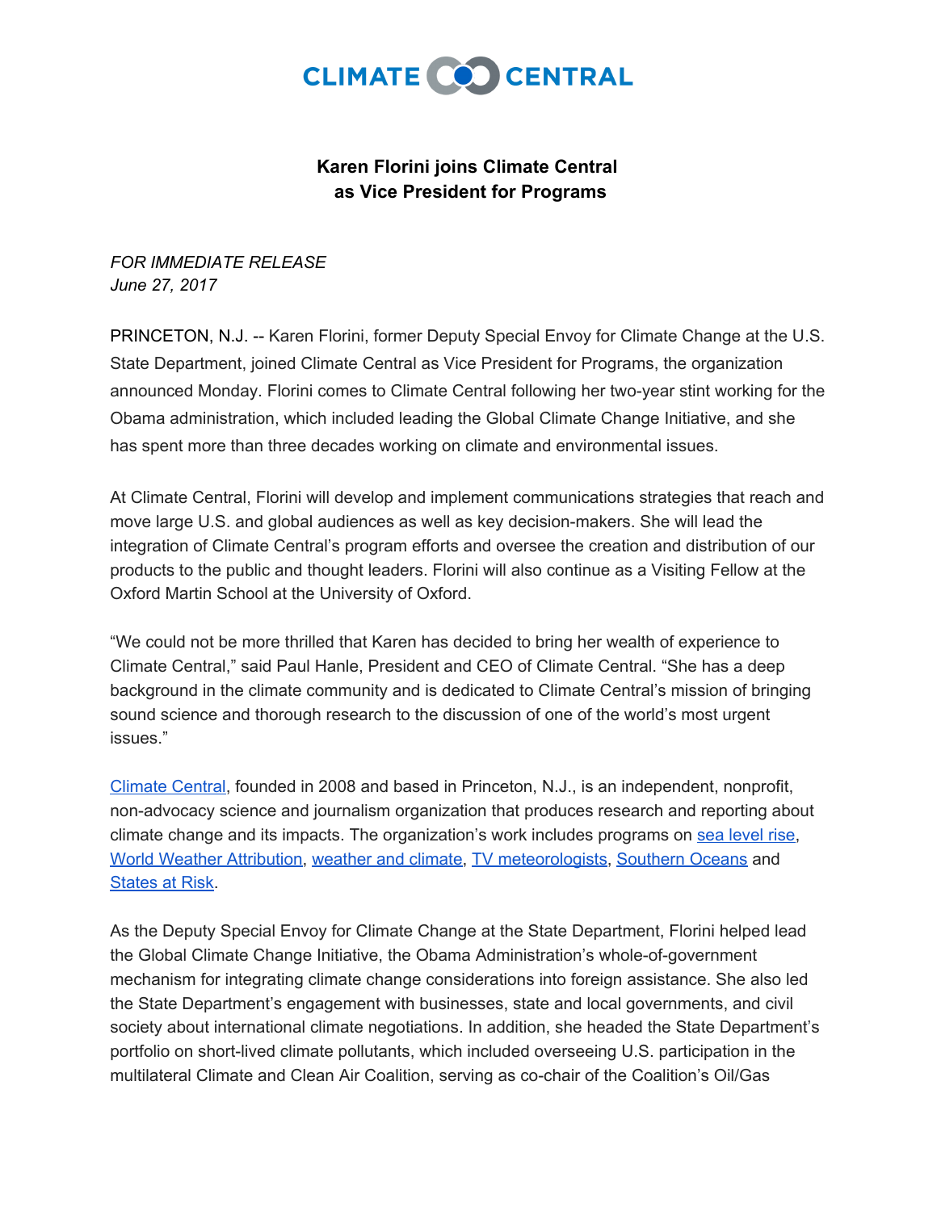CLIMATE CENTRAL

**Karen Florini joins Climate Central as Vice President for Programs**

*FOR IMMEDIATE RELEASE*
*June 27, 2017*

PRINCETON, N.J. -- Karen Florini, former Deputy Special Envoy for Climate Change at the U.S. State Department, joined Climate Central as Vice President for Programs, the organization announced Monday. Florini comes to Climate Central following her two-year stint working for the Obama administration, which included leading the Global Climate Change Initiative, and she has spent more than three decades working on climate and environmental issues.

At Climate Central, Florini will develop and implement communications strategies that reach and move large U.S. and global audiences as well as key decision-makers. She will lead the integration of Climate Central's program efforts and oversee the creation and distribution of our products to the public and thought leaders. Florini will also continue as a Visiting Fellow at the Oxford Martin School at the University of Oxford.

"We could not be more thrilled that Karen has decided to bring her wealth of experience to Climate Central," said Paul Hanle, President and CEO of Climate Central. "She has a deep background in the climate community and is dedicated to Climate Central's mission of bringing sound science and thorough research to the discussion of one of the world's most urgent issues."

Climate Central, founded in 2008 and based in Princeton, N.J., is an independent, nonprofit, non-advocacy science and journalism organization that produces research and reporting about climate change and its impacts. The organization's work includes programs on sea level rise, World Weather Attribution, weather and climate, TV meteorologists, Southern Oceans and States at Risk.

As the Deputy Special Envoy for Climate Change at the State Department, Florini helped lead the Global Climate Change Initiative, the Obama Administration's whole-of-government mechanism for integrating climate change considerations into foreign assistance. She also led the State Department's engagement with businesses, state and local governments, and civil society about international climate negotiations. In addition, she headed the State Department's portfolio on short-lived climate pollutants, which included overseeing U.S. participation in the multilateral Climate and Clean Air Coalition, serving as co-chair of the Coalition's Oil/Gas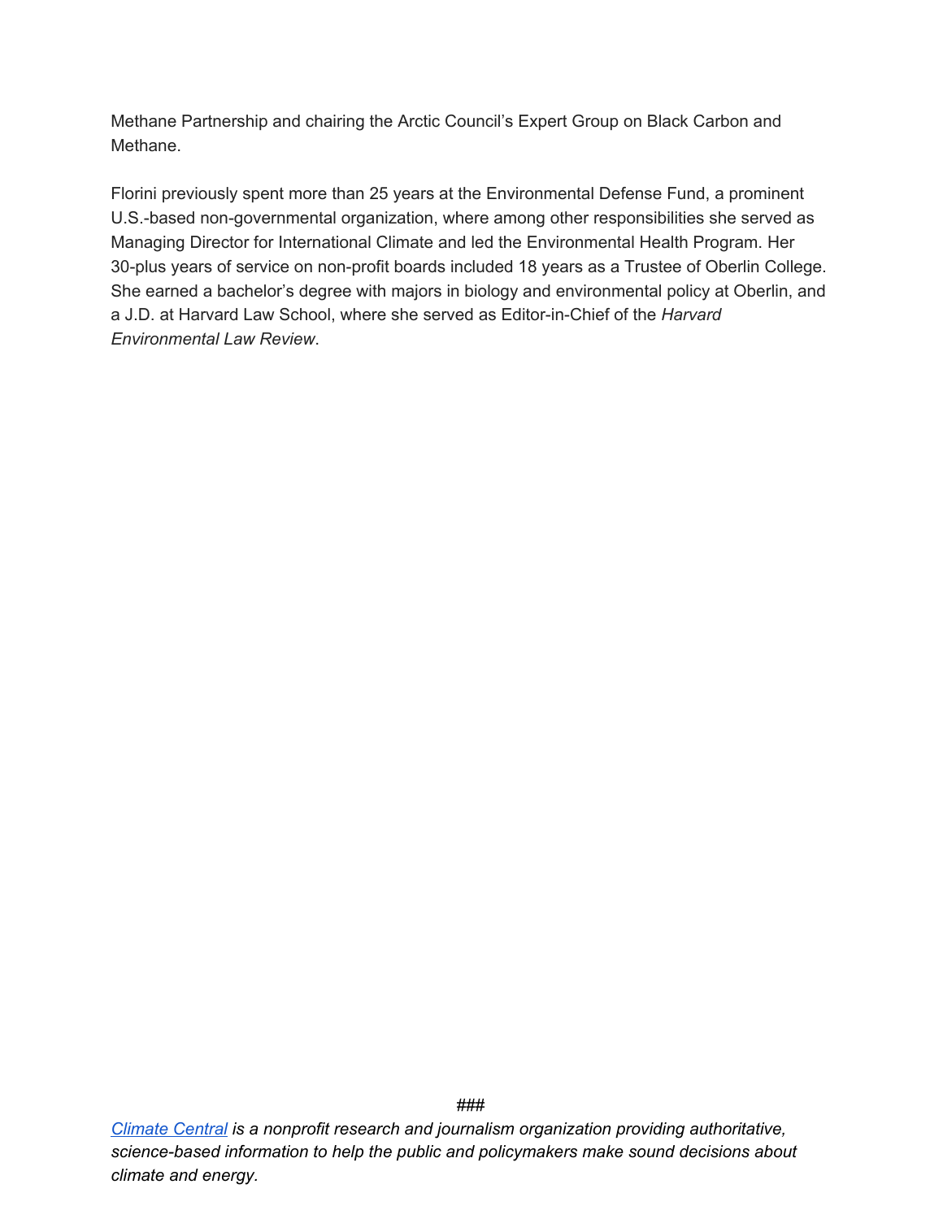Methane Partnership and chairing the Arctic Council's Expert Group on Black Carbon and Methane.

Florini previously spent more than 25 years at the Environmental Defense Fund, a prominent U.S.-based non-governmental organization, where among other responsibilities she served as Managing Director for International Climate and led the Environmental Health Program. Her 30-plus years of service on non-profit boards included 18 years as a Trustee of Oberlin College. She earned a bachelor's degree with majors in biology and environmental policy at Oberlin, and a J.D. at Harvard Law School, where she served as Editor-in-Chief of the *Harvard Environmental Law Review*.

###

*Climate Central is a nonprofit research and journalism organization providing authoritative, science-based information to help the public and policymakers make sound decisions about climate and energy.*